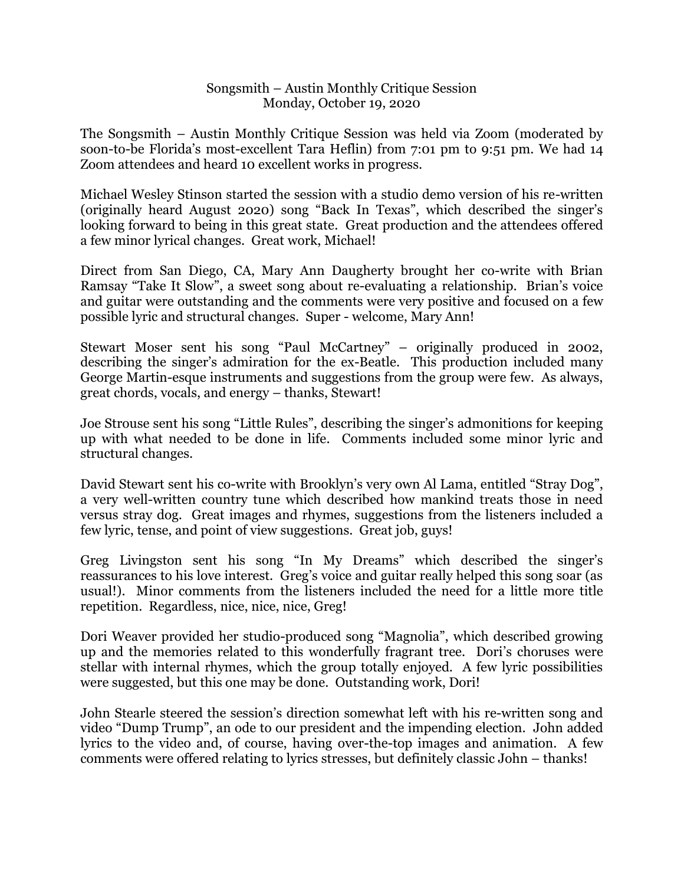Songsmith – Austin Monthly Critique Session
Monday, October 19, 2020

The Songsmith – Austin Monthly Critique Session was held via Zoom (moderated by soon-to-be Florida's most-excellent Tara Heflin) from 7:01 pm to 9:51 pm. We had 14 Zoom attendees and heard 10 excellent works in progress.

Michael Wesley Stinson started the session with a studio demo version of his re-written (originally heard August 2020) song "Back In Texas", which described the singer's looking forward to being in this great state. Great production and the attendees offered a few minor lyrical changes. Great work, Michael!

Direct from San Diego, CA, Mary Ann Daugherty brought her co-write with Brian Ramsay "Take It Slow", a sweet song about re-evaluating a relationship. Brian's voice and guitar were outstanding and the comments were very positive and focused on a few possible lyric and structural changes. Super - welcome, Mary Ann!

Stewart Moser sent his song "Paul McCartney" – originally produced in 2002, describing the singer's admiration for the ex-Beatle. This production included many George Martin-esque instruments and suggestions from the group were few. As always, great chords, vocals, and energy – thanks, Stewart!

Joe Strouse sent his song "Little Rules", describing the singer's admonitions for keeping up with what needed to be done in life. Comments included some minor lyric and structural changes.

David Stewart sent his co-write with Brooklyn's very own Al Lama, entitled "Stray Dog", a very well-written country tune which described how mankind treats those in need versus stray dog. Great images and rhymes, suggestions from the listeners included a few lyric, tense, and point of view suggestions. Great job, guys!

Greg Livingston sent his song "In My Dreams" which described the singer's reassurances to his love interest. Greg's voice and guitar really helped this song soar (as usual!). Minor comments from the listeners included the need for a little more title repetition. Regardless, nice, nice, nice, Greg!

Dori Weaver provided her studio-produced song "Magnolia", which described growing up and the memories related to this wonderfully fragrant tree. Dori's choruses were stellar with internal rhymes, which the group totally enjoyed. A few lyric possibilities were suggested, but this one may be done. Outstanding work, Dori!

John Stearle steered the session's direction somewhat left with his re-written song and video "Dump Trump", an ode to our president and the impending election. John added lyrics to the video and, of course, having over-the-top images and animation. A few comments were offered relating to lyrics stresses, but definitely classic John – thanks!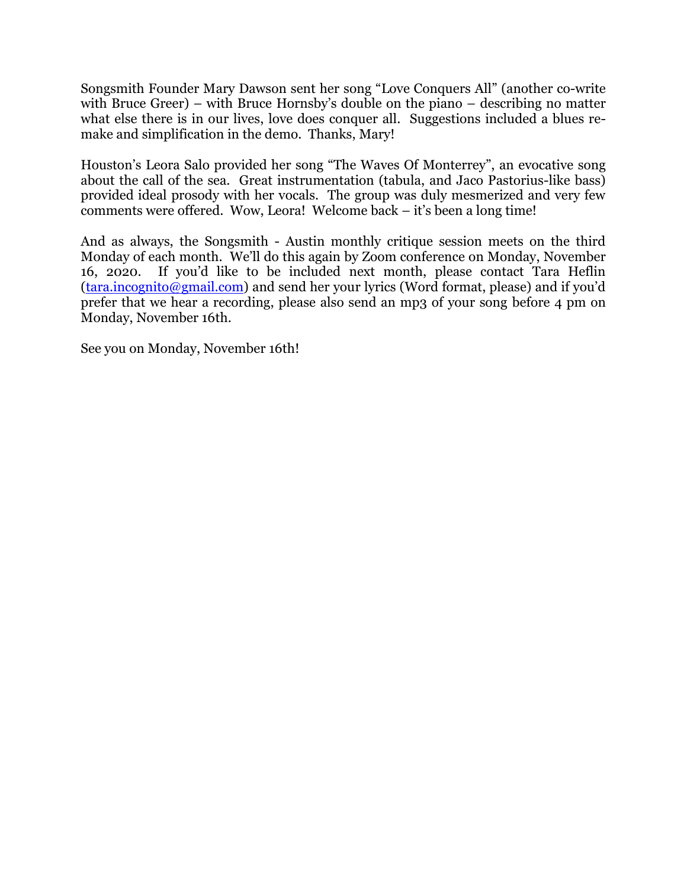Songsmith Founder Mary Dawson sent her song “Love Conquers All” (another co-write with Bruce Greer) – with Bruce Hornsby’s double on the piano – describing no matter what else there is in our lives, love does conquer all. Suggestions included a blues re-make and simplification in the demo. Thanks, Mary!

Houston’s Leora Salo provided her song “The Waves Of Monterrey”, an evocative song about the call of the sea. Great instrumentation (tabula, and Jaco Pastorius-like bass) provided ideal prosody with her vocals. The group was duly mesmerized and very few comments were offered. Wow, Leora! Welcome back – it’s been a long time!

And as always, the Songsmith - Austin monthly critique session meets on the third Monday of each month. We’ll do this again by Zoom conference on Monday, November 16, 2020. If you’d like to be included next month, please contact Tara Heflin (tara.incognito@gmail.com) and send her your lyrics (Word format, please) and if you’d prefer that we hear a recording, please also send an mp3 of your song before 4 pm on Monday, November 16th.

See you on Monday, November 16th!